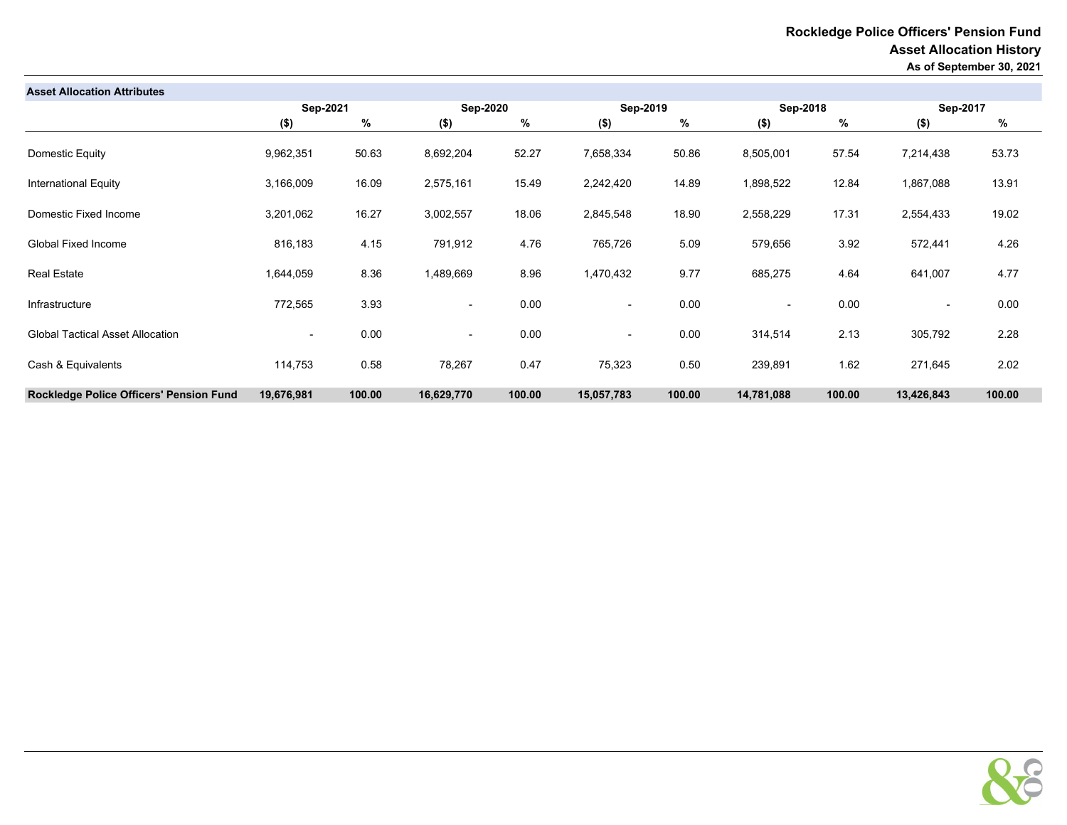# Rockledge Police Officers' Pension Fund
## Asset Allocation History
### As of September 30, 2021

| Asset Allocation Attributes | Sep-2021 | | Sep-2020 | | Sep-2019 | | Sep-2018 | | Sep-2017 | |
|---|---|---|---|---|---|---|---|---|---|---|
| | ($) | % | ($) | % | ($) | % | ($) | % | ($) | % |
| Domestic Equity | 9,962,351 | 50.63 | 8,692,204 | 52.27 | 7,658,334 | 50.86 | 8,505,001 | 57.54 | 7,214,438 | 53.73 |
| International Equity | 3,166,009 | 16.09 | 2,575,161 | 15.49 | 2,242,420 | 14.89 | 1,898,522 | 12.84 | 1,867,088 | 13.91 |
| Domestic Fixed Income | 3,201,062 | 16.27 | 3,002,557 | 18.06 | 2,845,548 | 18.90 | 2,558,229 | 17.31 | 2,554,433 | 19.02 |
| Global Fixed Income | 816,183 | 4.15 | 791,912 | 4.76 | 765,726 | 5.09 | 579,656 | 3.92 | 572,441 | 4.26 |
| Real Estate | 1,644,059 | 8.36 | 1,489,669 | 8.96 | 1,470,432 | 9.77 | 685,275 | 4.64 | 641,007 | 4.77 |
| Infrastructure | 772,565 | 3.93 | - | 0.00 | - | 0.00 | - | 0.00 | - | 0.00 |
| Global Tactical Asset Allocation | - | 0.00 | - | 0.00 | - | 0.00 | 314,514 | 2.13 | 305,792 | 2.28 |
| Cash & Equivalents | 114,753 | 0.58 | 78,267 | 0.47 | 75,323 | 0.50 | 239,891 | 1.62 | 271,645 | 2.02 |
| **Rockledge Police Officers' Pension Fund** | **19,676,981** | **100.00** | **16,629,770** | **100.00** | **15,057,783** | **100.00** | **14,781,088** | **100.00** | **13,426,843** | **100.00** |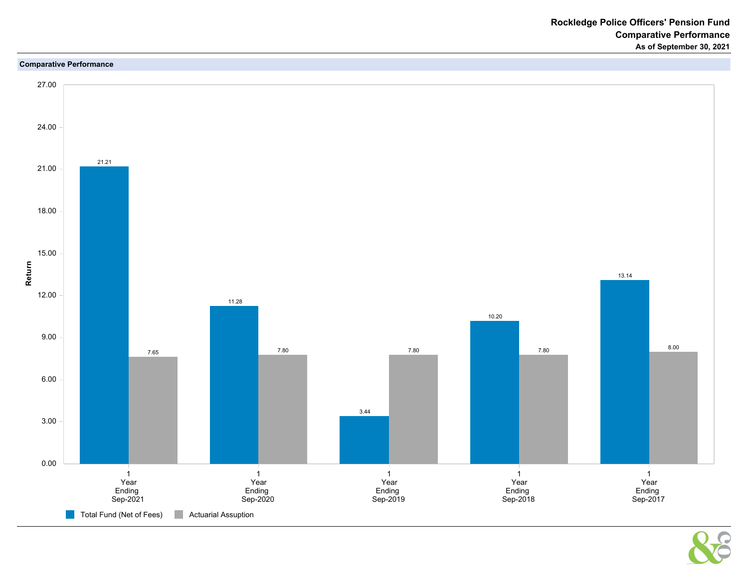# Rockledge Police Officers' Pension Fund

## Comparative Performance

**As of September 30, 2021**

### Comparative Performance

27.00
24.00
21.00
18.00
15.00
12.00
9.00
6.00
3.00
0.00

Return

21.21
7.65
11.28
7.80
3.44
7.80
10.20
7.80
13.14
8.00

1 Year Ending Sep-2021
1 Year Ending Sep-2020
1 Year Ending Sep-2019
1 Year Ending Sep-2018
1 Year Ending Sep-2017

Total Fund (Net of Fees)
Actuarial Assuption